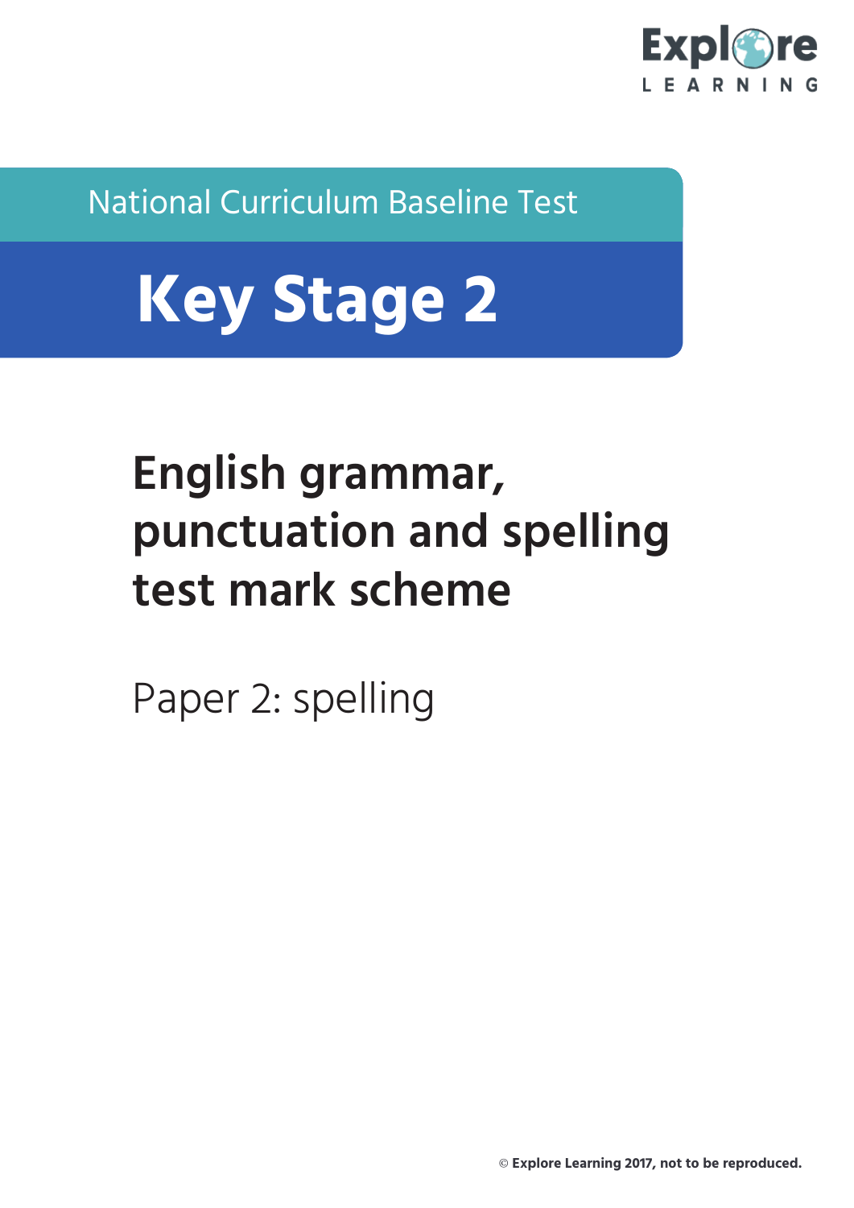Explore LEARNING

National Curriculum Baseline Test

# Key Stage 2

## English grammar, punctuation and spelling test mark scheme

Paper 2: spelling

© Explore Learning 2017, not to be reproduced.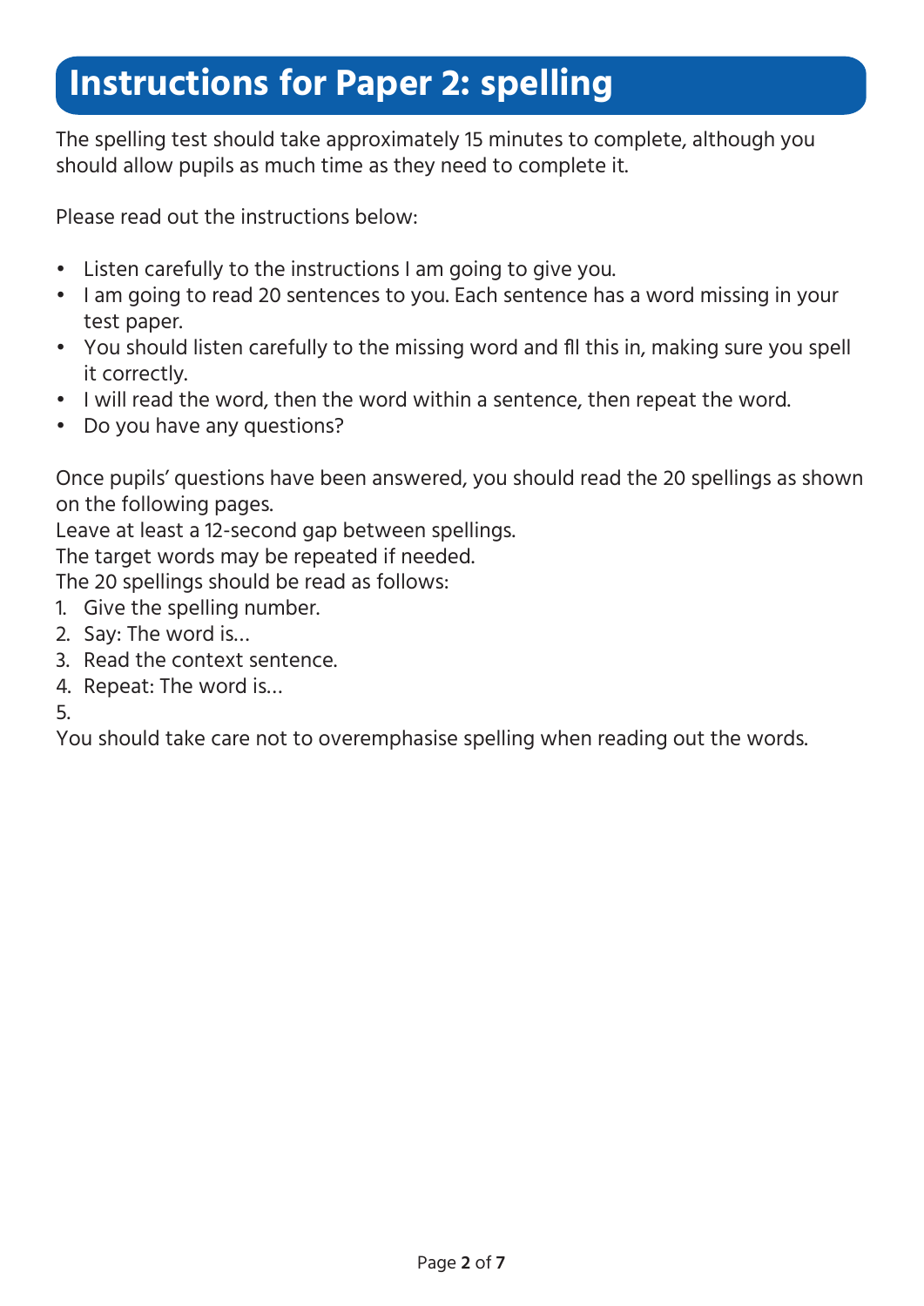# Instructions for Paper 2: spelling

The spelling test should take approximately 15 minutes to complete, although you should allow pupils as much time as they need to complete it.

Please read out the instructions below:

- Listen carefully to the instructions I am going to give you.
- I am going to read 20 sentences to you. Each sentence has a word missing in your test paper.
- You should listen carefully to the missing word and fll this in, making sure you spell it correctly.
- I will read the word, then the word within a sentence, then repeat the word.
- Do you have any questions?

Once pupils' questions have been answered, you should read the 20 spellings as shown on the following pages.
Leave at least a 12-second gap between spellings.
The target words may be repeated if needed.
The 20 spellings should be read as follows:

1. Give the spelling number.
2. Say: The word is…
3. Read the context sentence.
4. Repeat: The word is…
5. 

You should take care not to overemphasise spelling when reading out the words.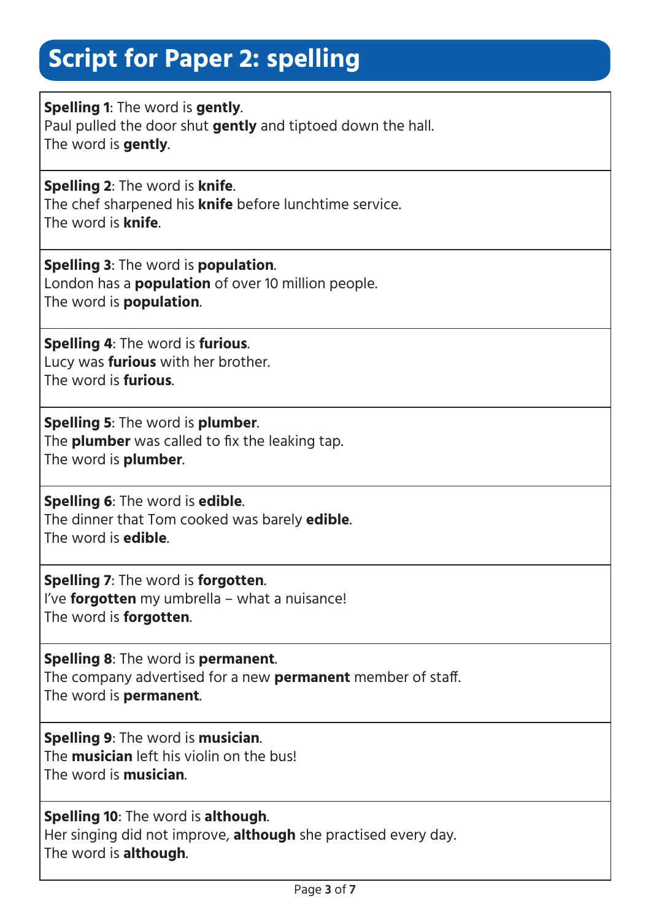# Script for Paper 2: spelling

**Spelling 1**: The word is **gently**.
Paul pulled the door shut **gently** and tiptoed down the hall.
The word is **gently**.

---

**Spelling 2**: The word is **knife**.
The chef sharpened his **knife** before lunchtime service.
The word is **knife**.

---

**Spelling 3**: The word is **population**.
London has a **population** of over 10 million people.
The word is **population**.

---

**Spelling 4**: The word is **furious**.
Lucy was **furious** with her brother.
The word is **furious**.

---

**Spelling 5**: The word is **plumber**.
The **plumber** was called to fix the leaking tap.
The word is **plumber**.

---

**Spelling 6**: The word is **edible**.
The dinner that Tom cooked was barely **edible**.
The word is **edible**.

---

**Spelling 7**: The word is **forgotten**.
I've **forgotten** my umbrella – what a nuisance!
The word is **forgotten**.

---

**Spelling 8**: The word is **permanent**.
The company advertised for a new **permanent** member of staff.
The word is **permanent**.

---

**Spelling 9**: The word is **musician**.
The **musician** left his violin on the bus!
The word is **musician**.

---

**Spelling 10**: The word is **although**.
Her singing did not improve, **although** she practised every day.
The word is **although**.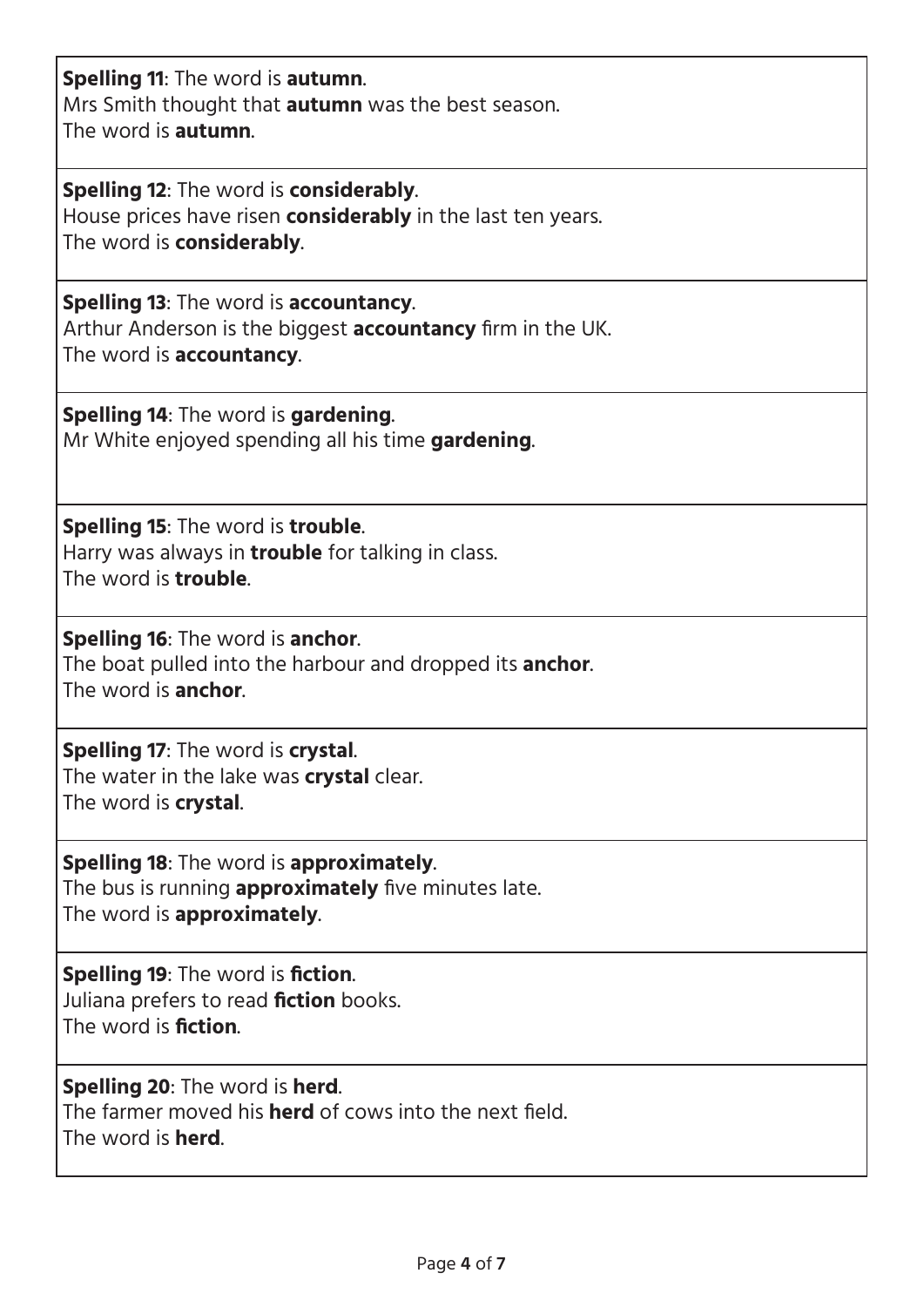**Spelling 11**: The word is **autumn**.
Mrs Smith thought that **autumn** was the best season.
The word is **autumn**.

**Spelling 12**: The word is **considerably**.
House prices have risen **considerably** in the last ten years.
The word is **considerably**.

**Spelling 13**: The word is **accountancy**.
Arthur Anderson is the biggest **accountancy** firm in the UK.
The word is **accountancy**.

**Spelling 14**: The word is **gardening**.
Mr White enjoyed spending all his time **gardening**.

**Spelling 15**: The word is **trouble**.
Harry was always in **trouble** for talking in class.
The word is **trouble**.

**Spelling 16**: The word is **anchor**.
The boat pulled into the harbour and dropped its **anchor**.
The word is **anchor**.

**Spelling 17**: The word is **crystal**.
The water in the lake was **crystal** clear.
The word is **crystal**.

**Spelling 18**: The word is **approximately**.
The bus is running **approximately** five minutes late.
The word is **approximately**.

**Spelling 19**: The word is **fiction**.
Juliana prefers to read **fiction** books.
The word is **fiction**.

**Spelling 20**: The word is **herd**.
The farmer moved his **herd** of cows into the next field.
The word is **herd**.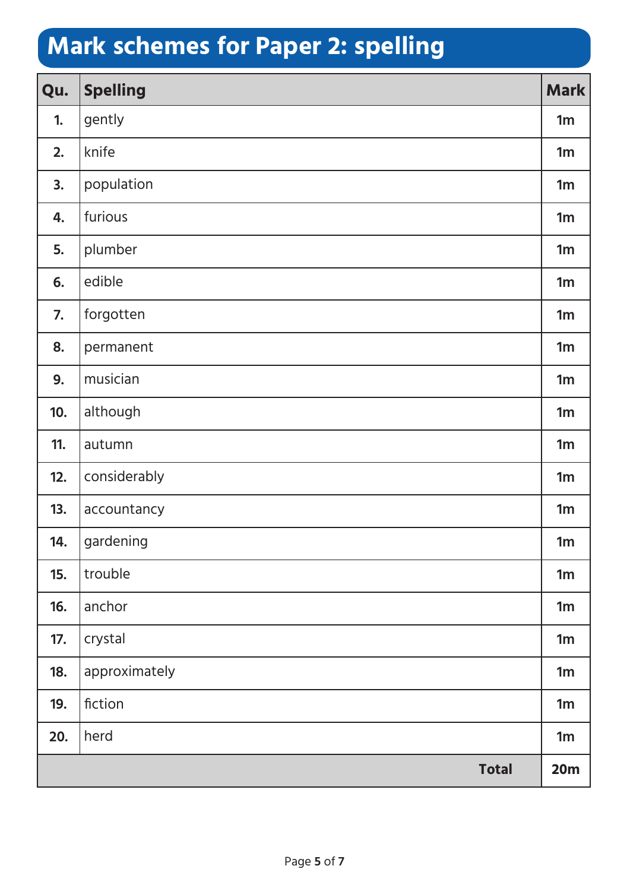# Mark schemes for Paper 2: spelling

| Qu. | Spelling | Mark |
|---|---|---|
| 1. | gently | 1m |
| 2. | knife | 1m |
| 3. | population | 1m |
| 4. | furious | 1m |
| 5. | plumber | 1m |
| 6. | edible | 1m |
| 7. | forgotten | 1m |
| 8. | permanent | 1m |
| 9. | musician | 1m |
| 10. | although | 1m |
| 11. | autumn | 1m |
| 12. | considerably | 1m |
| 13. | accountancy | 1m |
| 14. | gardening | 1m |
| 15. | trouble | 1m |
| 16. | anchor | 1m |
| 17. | crystal | 1m |
| 18. | approximately | 1m |
| 19. | fiction | 1m |
| 20. | herd | 1m |
| | **Total** | **20m** |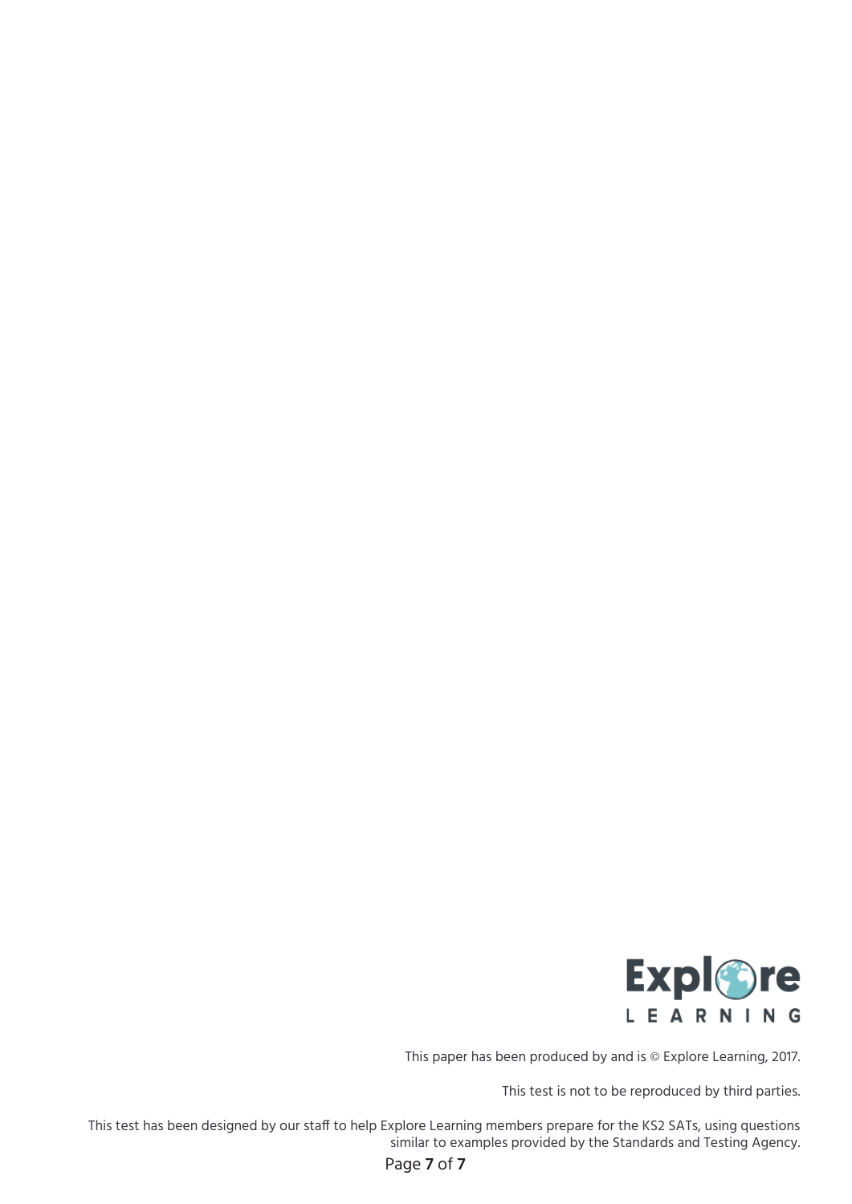This paper has been produced by and is © Explore Learning, 2017.

This test is not to be reproduced by third parties.

This test has been designed by our staff to help Explore Learning members prepare for the KS2 SATs, using questions similar to examples provided by the Standards and Testing Agency.